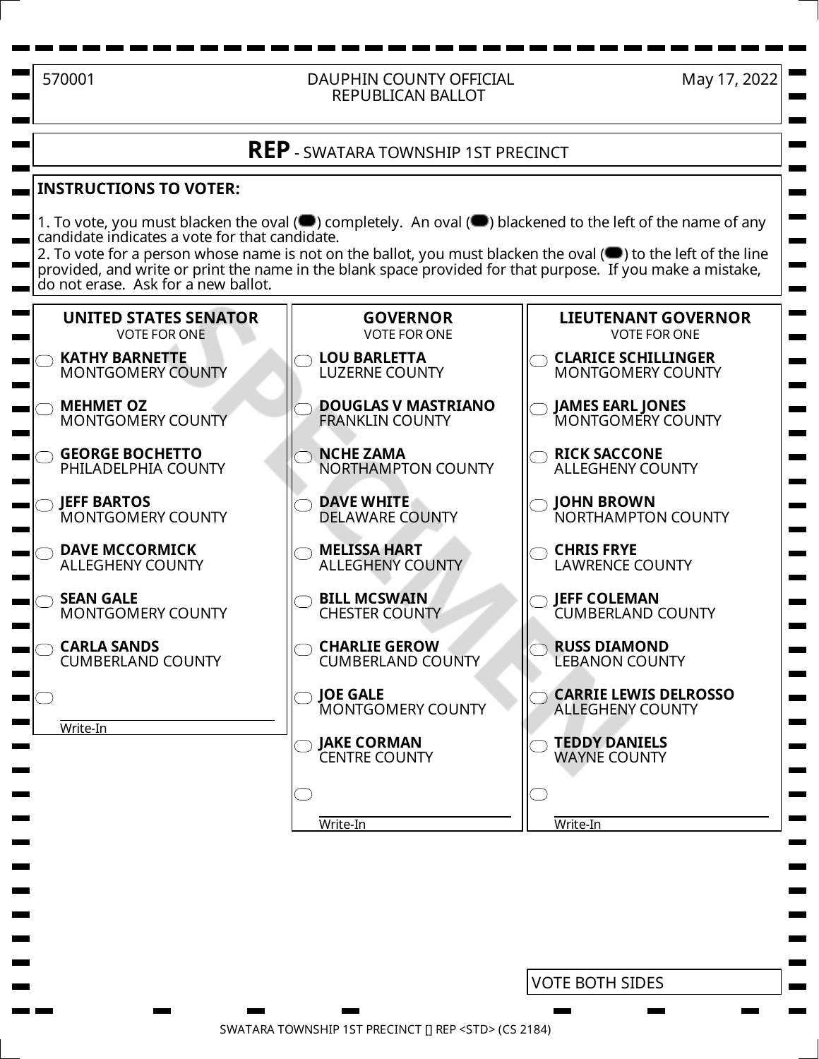570001

DAUPHIN COUNTY OFFICIAL
REPUBLICAN BALLOT

May 17, 2022

# REP - SWATARA TOWNSHIP 1ST PRECINCT

**INSTRUCTIONS TO VOTER:**

1. To vote, you must blacken the oval (⬬) completely. An oval (⬬) blackened to the left of the name of any candidate indicates a vote for that candidate.
2. To vote for a person whose name is not on the ballot, you must blacken the oval (⬬) to the left of the line provided, and write or print the name in the blank space provided for that purpose. If you make a mistake, do not erase. Ask for a new ballot.

## UNITED STATES SENATOR
VOTE FOR ONE

- ⬭ **KATHY BARNETTE** MONTGOMERY COUNTY
- ⬭ **MEHMET OZ** MONTGOMERY COUNTY
- ⬭ **GEORGE BOCHETTO** PHILADELPHIA COUNTY
- ⬭ **JEFF BARTOS** MONTGOMERY COUNTY
- ⬭ **DAVE MCCORMICK** ALLEGHENY COUNTY
- ⬭ **SEAN GALE** MONTGOMERY COUNTY
- ⬭ **CARLA SANDS** CUMBERLAND COUNTY
- ⬭ ______ Write-In

## GOVERNOR
VOTE FOR ONE

- ⬭ **LOU BARLETTA** LUZERNE COUNTY
- ⬭ **DOUGLAS V MASTRIANO** FRANKLIN COUNTY
- ⬭ **NCHE ZAMA** NORTHAMPTON COUNTY
- ⬭ **DAVE WHITE** DELAWARE COUNTY
- ⬭ **MELISSA HART** ALLEGHENY COUNTY
- ⬭ **BILL MCSWAIN** CHESTER COUNTY
- ⬭ **CHARLIE GEROW** CUMBERLAND COUNTY
- ⬭ **JOE GALE** MONTGOMERY COUNTY
- ⬭ **JAKE CORMAN** CENTRE COUNTY
- ⬭ ______ Write-In

## LIEUTENANT GOVERNOR
VOTE FOR ONE

- ⬭ **CLARICE SCHILLINGER** MONTGOMERY COUNTY
- ⬭ **JAMES EARL JONES** MONTGOMERY COUNTY
- ⬭ **RICK SACCONE** ALLEGHENY COUNTY
- ⬭ **JOHN BROWN** NORTHAMPTON COUNTY
- ⬭ **CHRIS FRYE** LAWRENCE COUNTY
- ⬭ **JEFF COLEMAN** CUMBERLAND COUNTY
- ⬭ **RUSS DIAMOND** LEBANON COUNTY
- ⬭ **CARRIE LEWIS DELROSSO** ALLEGHENY COUNTY
- ⬭ **TEDDY DANIELS** WAYNE COUNTY
- ⬭ ______ Write-In

VOTE BOTH SIDES

SWATARA TOWNSHIP 1ST PRECINCT [] REP <STD> (CS 2184)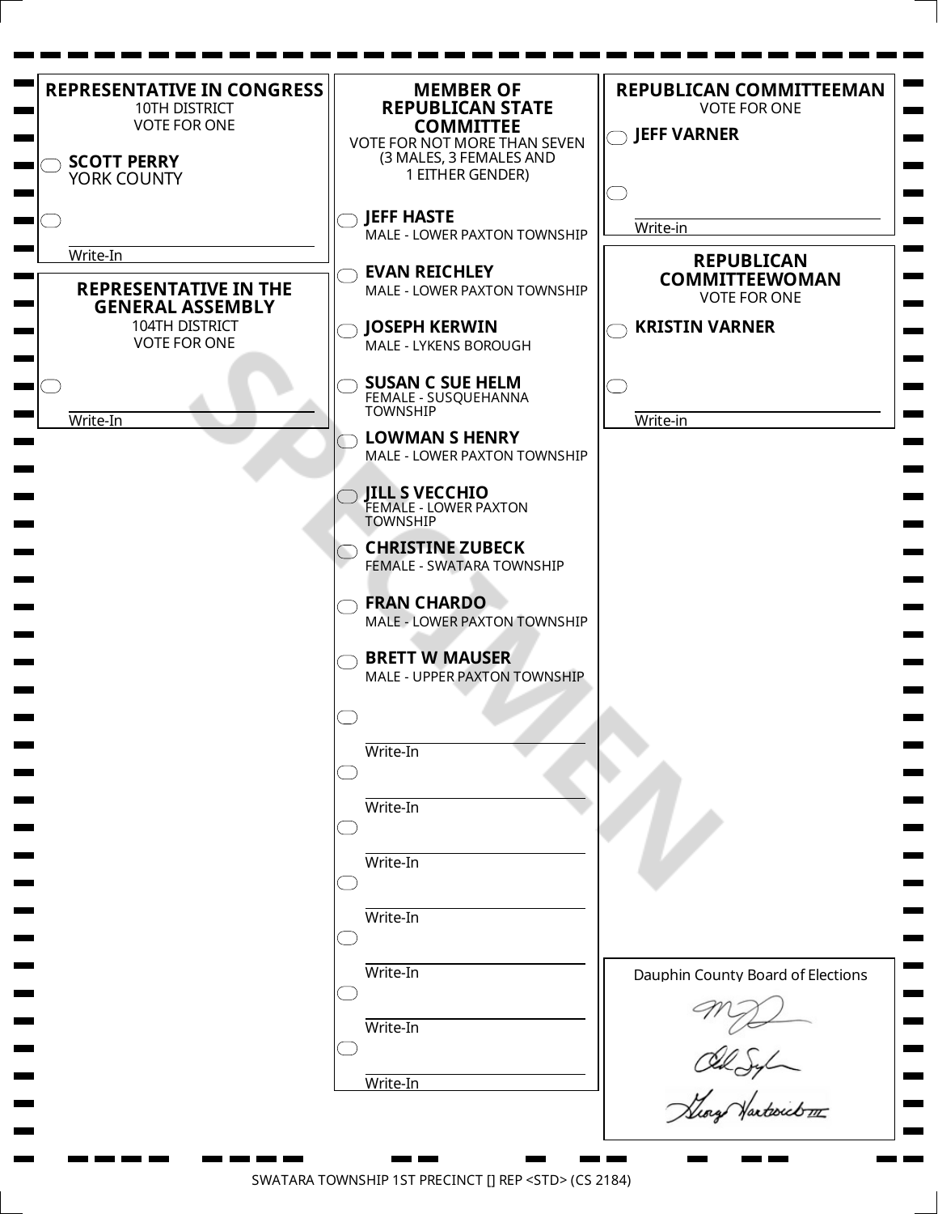## REPRESENTATIVE IN CONGRESS
10TH DISTRICT
VOTE FOR ONE

- SCOTT PERRY
  YORK COUNTY
- Write-In

## REPRESENTATIVE IN THE GENERAL ASSEMBLY
104TH DISTRICT
VOTE FOR ONE

- Write-In

## MEMBER OF REPUBLICAN STATE COMMITTEE
VOTE FOR NOT MORE THAN SEVEN
(3 MALES, 3 FEMALES AND
1 EITHER GENDER)

- JEFF HASTE
  MALE - LOWER PAXTON TOWNSHIP
- EVAN REICHLEY
  MALE - LOWER PAXTON TOWNSHIP
- JOSEPH KERWIN
  MALE - LYKENS BOROUGH
- SUSAN C SUE HELM
  FEMALE - SUSQUEHANNA TOWNSHIP
- LOWMAN S HENRY
  MALE - LOWER PAXTON TOWNSHIP
- JILL S VECCHIO
  FEMALE - LOWER PAXTON TOWNSHIP
- CHRISTINE ZUBECK
  FEMALE - SWATARA TOWNSHIP
- FRAN CHARDO
  MALE - LOWER PAXTON TOWNSHIP
- BRETT W MAUSER
  MALE - UPPER PAXTON TOWNSHIP
- Write-In
- Write-In
- Write-In
- Write-In
- Write-In
- Write-In
- Write-In

## REPUBLICAN COMMITTEEMAN
VOTE FOR ONE

- JEFF VARNER
- Write-in

## REPUBLICAN COMMITTEEWOMAN
VOTE FOR ONE

- KRISTIN VARNER
- Write-in

Dauphin County Board of Elections

SPECIMEN

SWATARA TOWNSHIP 1ST PRECINCT [] REP <STD> (CS 2184)